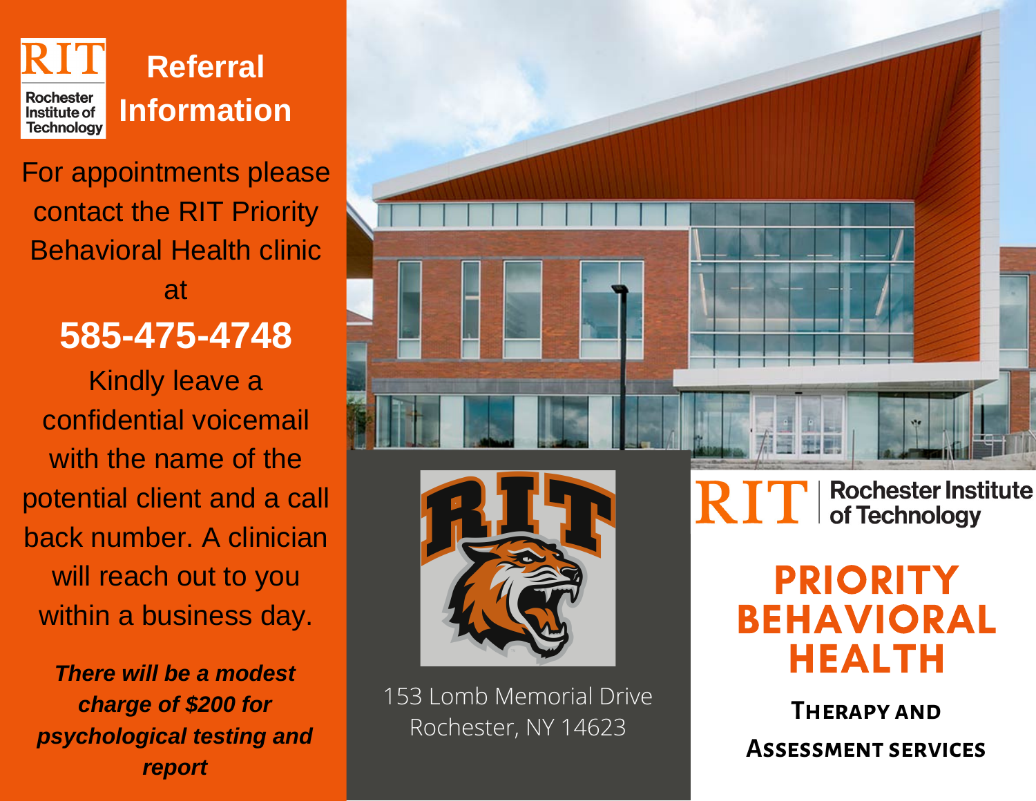# Referral Information

RIT Rochester Institute of Technology

For appointments please contact the RIT Priority Behavioral Health clinic at

**585-475-4748**

Kindly leave a confidential voicemail with the name of the potential client and a call back number. A clinician will reach out to you within a business day.

***There will be a modest charge of $200 for psychological testing and report***

153 Lomb Memorial Drive
Rochester, NY 14623

RIT | Rochester Institute of Technology

# PRIORITY BEHAVIORAL HEALTH

**Therapy and Assessment services**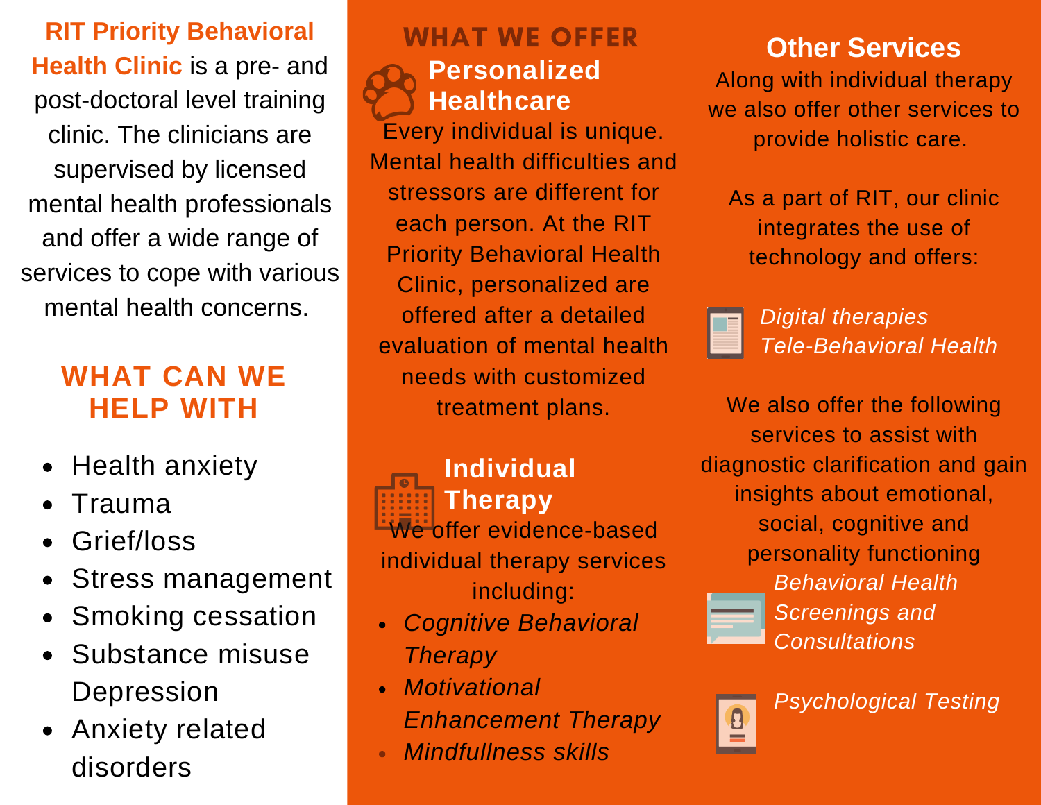**RIT Priority Behavioral Health Clinic** is a pre- and post-doctoral level training clinic. The clinicians are supervised by licensed mental health professionals and offer a wide range of services to cope with various mental health concerns.

## WHAT CAN WE HELP WITH

- Health anxiety
- Trauma
- Grief/loss
- Stress management
- Smoking cessation
- Substance misuse Depression
- Anxiety related disorders

## WHAT WE OFFER

### Personalized Healthcare

Every individual is unique. Mental health difficulties and stressors are different for each person. At the RIT Priority Behavioral Health Clinic, personalized are offered after a detailed evaluation of mental health needs with customized treatment plans.

### Individual Therapy

We offer evidence-based individual therapy services including:

- *Cognitive Behavioral Therapy*
- *Motivational Enhancement Therapy*
- *Mindfullness skills*

### Other Services

Along with individual therapy we also offer other services to provide holistic care.

As a part of RIT, our clinic integrates the use of technology and offers:

*Digital therapies*
*Tele-Behavioral Health*

We also offer the following services to assist with diagnostic clarification and gain insights about emotional, social, cognitive and personality functioning

*Behavioral Health Screenings and Consultations*

*Psychological Testing*